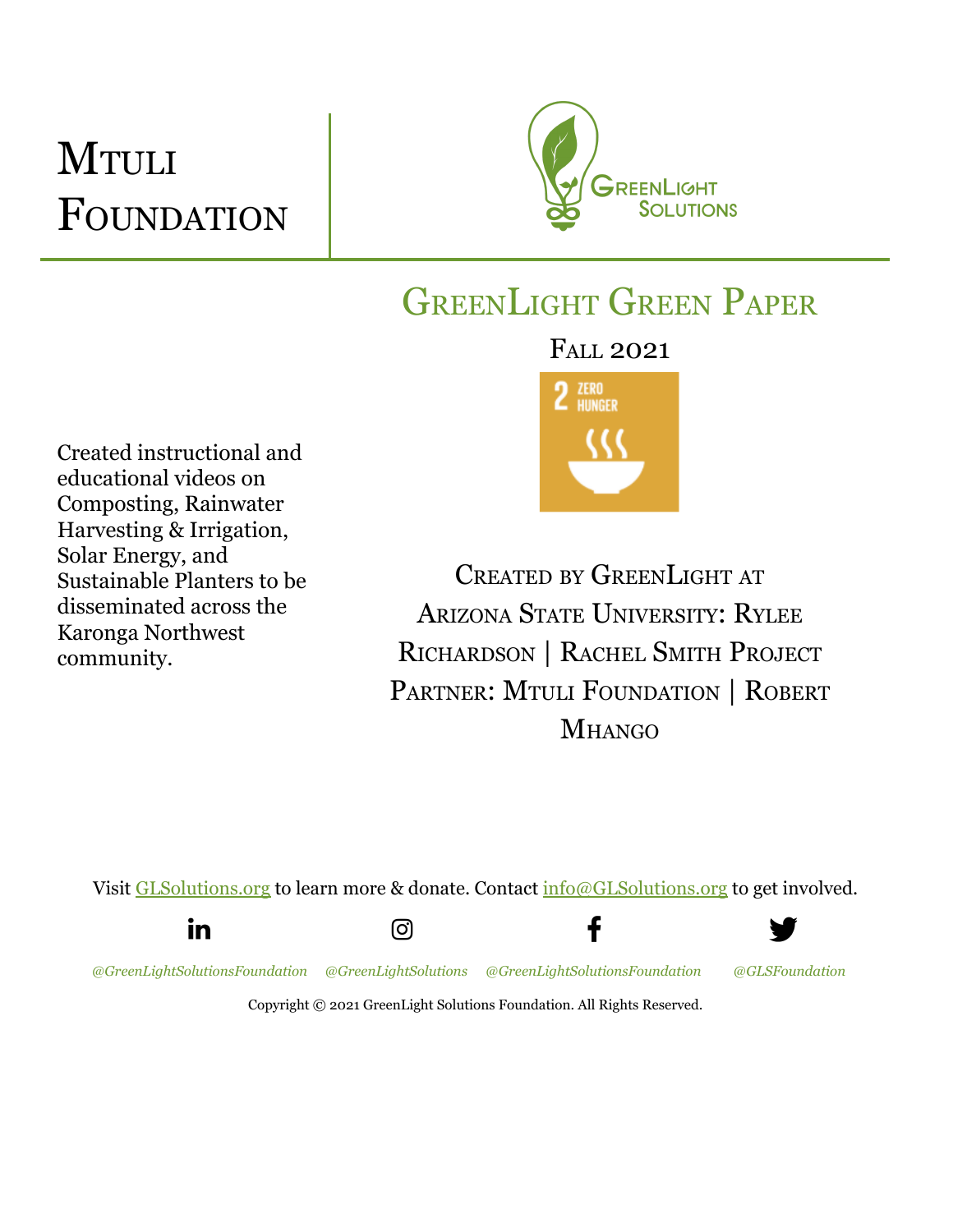# Mtuli Foundation

GreenLight Solutions

## GreenLight Green Paper

Fall 2021

2 ZERO HUNGER

Created instructional and educational videos on Composting, Rainwater Harvesting & Irrigation, Solar Energy, and Sustainable Planters to be disseminated across the Karonga Northwest community.

Created by GreenLight at Arizona State University: Rylee Richardson | Rachel Smith Project Partner: Mtuli Foundation | Robert Mhango

Visit GLSolutions.org to learn more & donate. Contact info@GLSolutions.org to get involved.

*@GreenLightSolutionsFoundation* *@GreenLightSolutions* *@GreenLightSolutionsFoundation* *@GLSFoundation*

Copyright © 2021 GreenLight Solutions Foundation. All Rights Reserved.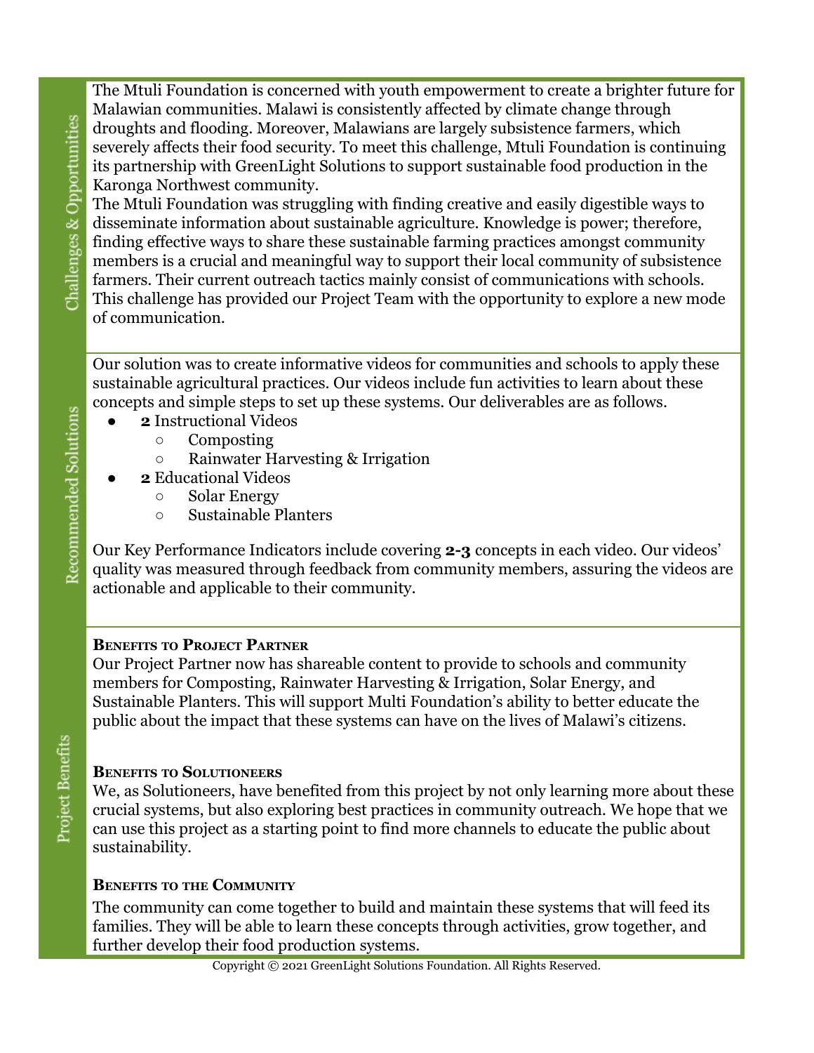## Challenges & Opportunities

The Mtuli Foundation is concerned with youth empowerment to create a brighter future for Malawian communities. Malawi is consistently affected by climate change through droughts and flooding. Moreover, Malawians are largely subsistence farmers, which severely affects their food security. To meet this challenge, Mtuli Foundation is continuing its partnership with GreenLight Solutions to support sustainable food production in the Karonga Northwest community.

The Mtuli Foundation was struggling with finding creative and easily digestible ways to disseminate information about sustainable agriculture. Knowledge is power; therefore, finding effective ways to share these sustainable farming practices amongst community members is a crucial and meaningful way to support their local community of subsistence farmers. Their current outreach tactics mainly consist of communications with schools. This challenge has provided our Project Team with the opportunity to explore a new mode of communication.

## Recommended Solutions

Our solution was to create informative videos for communities and schools to apply these sustainable agricultural practices. Our videos include fun activities to learn about these concepts and simple steps to set up these systems. Our deliverables are as follows.

- **2** Instructional Videos
  - Composting
  - Rainwater Harvesting & Irrigation
- **2** Educational Videos
  - Solar Energy
  - Sustainable Planters

Our Key Performance Indicators include covering **2-3** concepts in each video. Our videos' quality was measured through feedback from community members, assuring the videos are actionable and applicable to their community.

## Project Benefits

**Benefits to Project Partner**

Our Project Partner now has shareable content to provide to schools and community members for Composting, Rainwater Harvesting & Irrigation, Solar Energy, and Sustainable Planters. This will support Multi Foundation's ability to better educate the public about the impact that these systems can have on the lives of Malawi's citizens.

**Benefits to Solutioneers**

We, as Solutioneers, have benefited from this project by not only learning more about these crucial systems, but also exploring best practices in community outreach. We hope that we can use this project as a starting point to find more channels to educate the public about sustainability.

**Benefits to the Community**

The community can come together to build and maintain these systems that will feed its families. They will be able to learn these concepts through activities, grow together, and further develop their food production systems.

Copyright © 2021 GreenLight Solutions Foundation. All Rights Reserved.